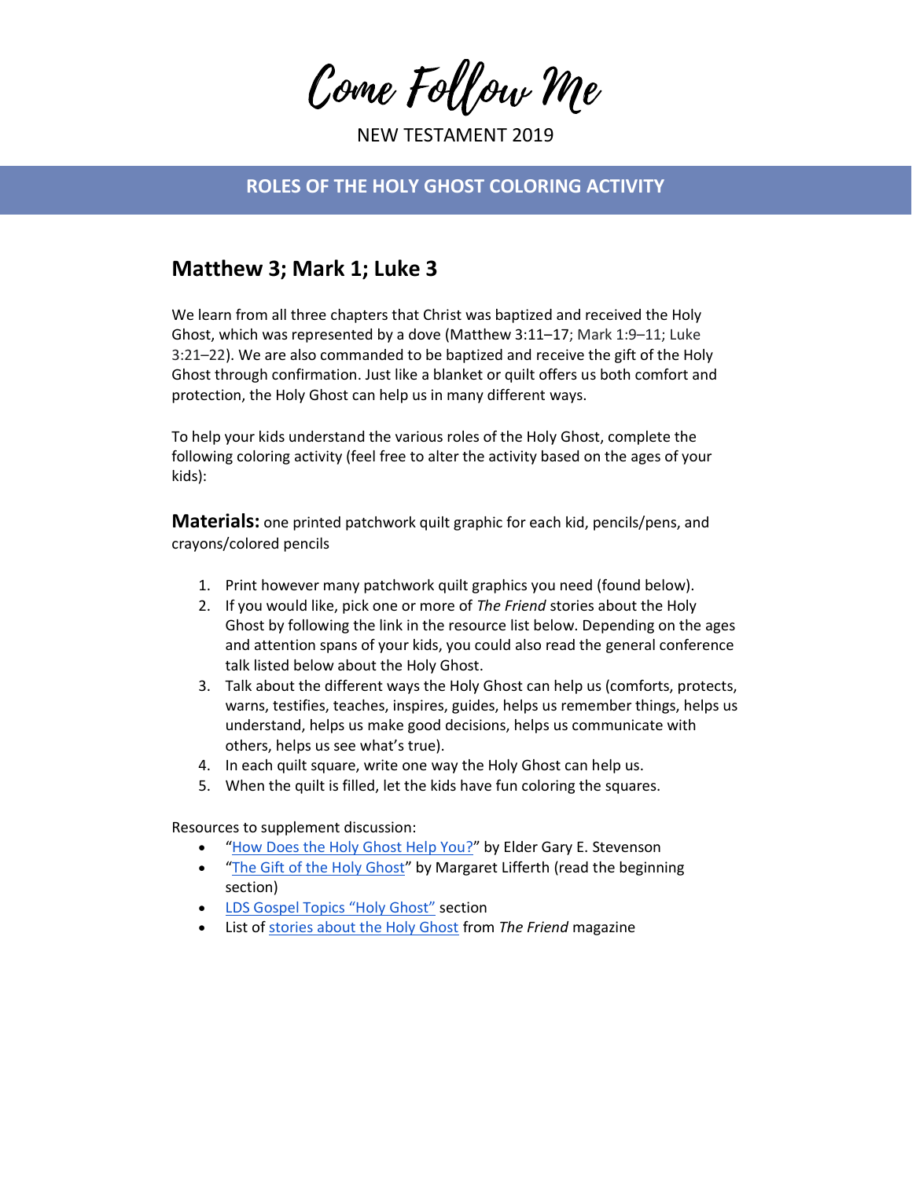# Come Follow Me

NEW TESTAMENT 2019

## ROLES OF THE HOLY GHOST COLORING ACTIVITY

## Matthew 3; Mark 1; Luke 3

We learn from all three chapters that Christ was baptized and received the Holy Ghost, which was represented by a dove (Matthew 3:11–17; Mark 1:9–11; Luke 3:21–22). We are also commanded to be baptized and receive the gift of the Holy Ghost through confirmation. Just like a blanket or quilt offers us both comfort and protection, the Holy Ghost can help us in many different ways.

To help your kids understand the various roles of the Holy Ghost, complete the following coloring activity (feel free to alter the activity based on the ages of your kids):

**Materials:** one printed patchwork quilt graphic for each kid, pencils/pens, and crayons/colored pencils

1. Print however many patchwork quilt graphics you need (found below).
2. If you would like, pick one or more of *The Friend* stories about the Holy Ghost by following the link in the resource list below. Depending on the ages and attention spans of your kids, you could also read the general conference talk listed below about the Holy Ghost.
3. Talk about the different ways the Holy Ghost can help us (comforts, protects, warns, testifies, teaches, inspires, guides, helps us remember things, helps us understand, helps us make good decisions, helps us communicate with others, helps us see what's true).
4. In each quilt square, write one way the Holy Ghost can help us.
5. When the quilt is filled, let the kids have fun coloring the squares.

Resources to supplement discussion:

- "How Does the Holy Ghost Help You?" by Elder Gary E. Stevenson
- "The Gift of the Holy Ghost" by Margaret Lifferth (read the beginning section)
- LDS Gospel Topics "Holy Ghost" section
- List of stories about the Holy Ghost from *The Friend* magazine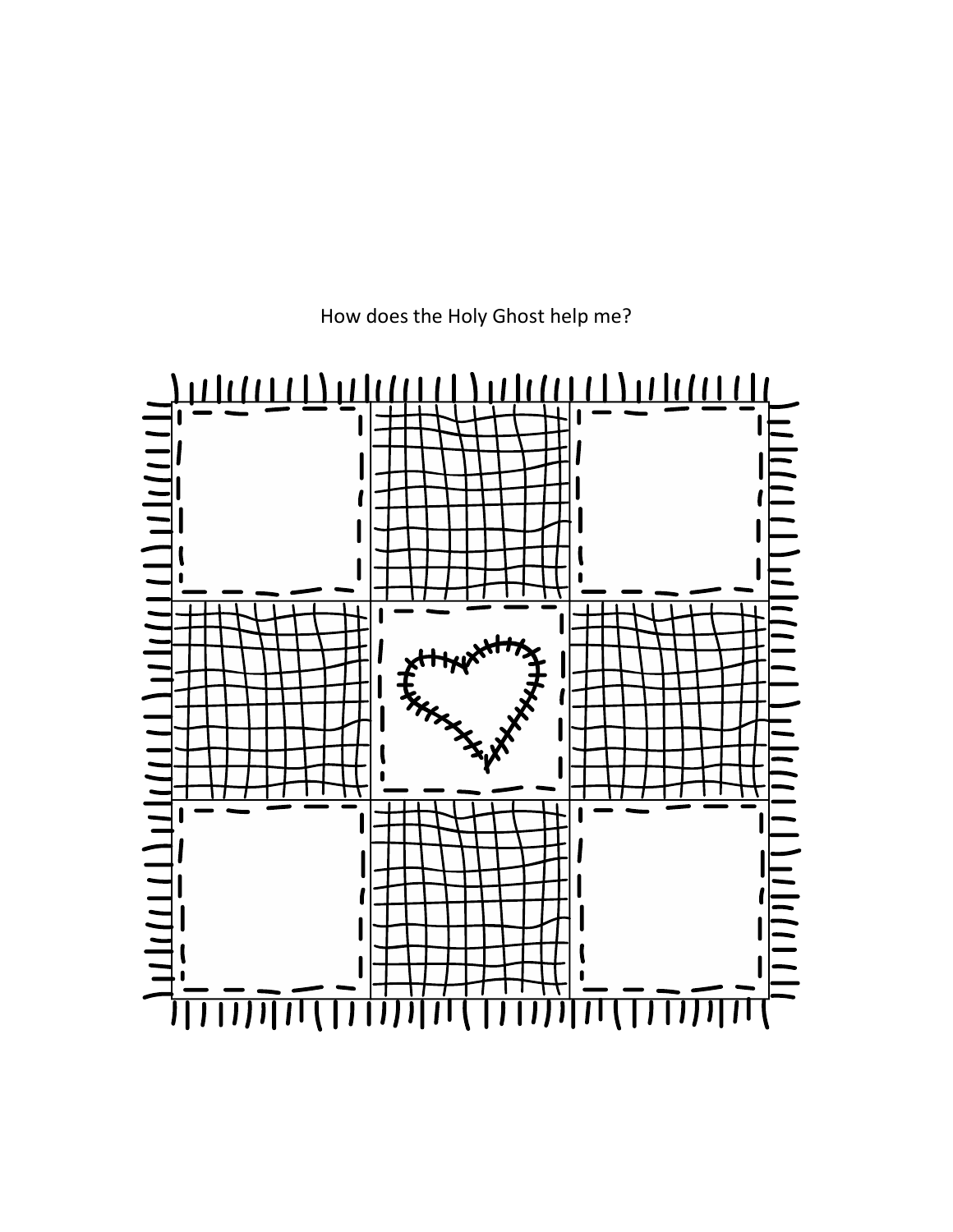How does the Holy Ghost help me?